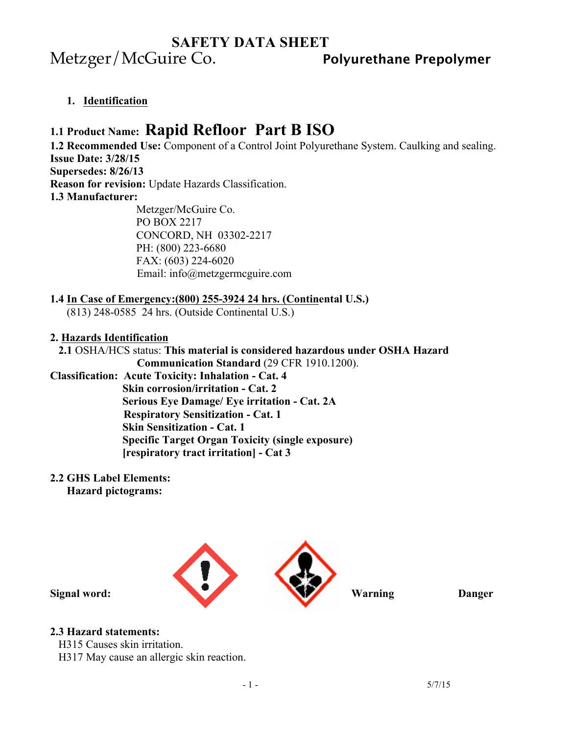# SAFETY DATA SHEET

Metzger/McGuire Co. **Polyurethane Prepolymer**

## 1. Identification

**1.1 Product Name: Rapid Refloor Part B ISO**

**1.2 Recommended Use:** Component of a Control Joint Polyurethane System. Caulking and sealing.

**Issue Date: 3/28/15**

**Supersedes: 8/26/13**

**Reason for revision:** Update Hazards Classification.

**1.3 Manufacturer:**

Metzger/McGuire Co.
PO BOX 2217
CONCORD, NH 03302-2217
PH: (800) 223-6680
FAX: (603) 224-6020
Email: info@metzgermcguire.com

**1.4 In Case of Emergency:(800) 255-3924 24 hrs. (Continental U.S.)**
(813) 248-0585 24 hrs. (Outside Continental U.S.)

## 2. Hazards Identification

**2.1** OSHA/HCS status: **This material is considered hazardous under OSHA Hazard Communication Standard** (29 CFR 1910.1200).

**Classification:**
- **Acute Toxicity: Inhalation - Cat. 4**
- **Skin corrosion/irritation - Cat. 2**
- **Serious Eye Damage/ Eye irritation - Cat. 2A**
- **Respiratory Sensitization - Cat. 1**
- **Skin Sensitization - Cat. 1**
- **Specific Target Organ Toxicity (single exposure) [respiratory tract irritation] - Cat 3**

**2.2 GHS Label Elements:**

**Hazard pictograms:**

**Signal word:** **Warning** **Danger**

**2.3 Hazard statements:**

H315 Causes skin irritation.
H317 May cause an allergic skin reaction.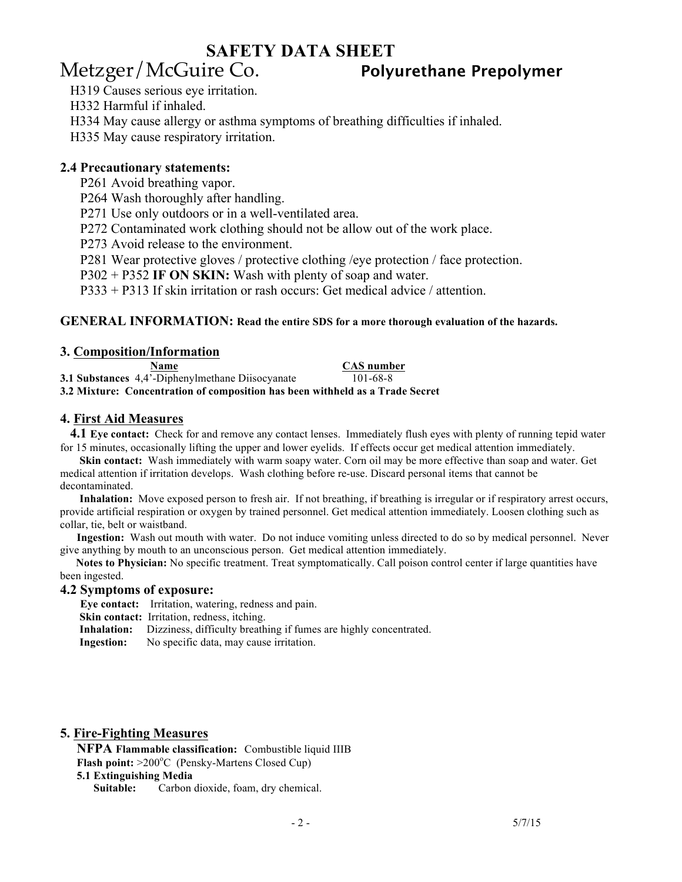H319 Causes serious eye irritation.
H332 Harmful if inhaled.
H334 May cause allergy or asthma symptoms of breathing difficulties if inhaled.
H335 May cause respiratory irritation.

**2.4 Precautionary statements:**

P261 Avoid breathing vapor.
P264 Wash thoroughly after handling.
P271 Use only outdoors or in a well-ventilated area.
P272 Contaminated work clothing should not be allow out of the work place.
P273 Avoid release to the environment.
P281 Wear protective gloves / protective clothing /eye protection / face protection.
P302 + P352 **IF ON SKIN:** Wash with plenty of soap and water.
P333 + P313 If skin irritation or rash occurs: Get medical advice / attention.

**GENERAL INFORMATION: Read the entire SDS for a more thorough evaluation of the hazards.**

## 3. Composition/Information

| | Name | CAS number |
|---|---|---|
| **3.1 Substances** | 4,4'-Diphenylmethane Diisocyanate | 101-68-8 |

**3.2 Mixture: Concentration of composition has been withheld as a Trade Secret**

## 4. First Aid Measures

**4.1 Eye contact:** Check for and remove any contact lenses. Immediately flush eyes with plenty of running tepid water for 15 minutes, occasionally lifting the upper and lower eyelids. If effects occur get medical attention immediately.

**Skin contact:** Wash immediately with warm soapy water. Corn oil may be more effective than soap and water. Get medical attention if irritation develops. Wash clothing before re-use. Discard personal items that cannot be decontaminated.

**Inhalation:** Move exposed person to fresh air. If not breathing, if breathing is irregular or if respiratory arrest occurs, provide artificial respiration or oxygen by trained personnel. Get medical attention immediately. Loosen clothing such as collar, tie, belt or waistband.

**Ingestion:** Wash out mouth with water. Do not induce vomiting unless directed to do so by medical personnel. Never give anything by mouth to an unconscious person. Get medical attention immediately.

**Notes to Physician:** No specific treatment. Treat symptomatically. Call poison control center if large quantities have been ingested.

### 4.2 Symptoms of exposure:

**Eye contact:** Irritation, watering, redness and pain.
**Skin contact:** Irritation, redness, itching.
**Inhalation:** Dizziness, difficulty breathing if fumes are highly concentrated.
**Ingestion:** No specific data, may cause irritation.

## 5. Fire-Fighting Measures

**NFPA Flammable classification:** Combustible liquid IIIB
**Flash point:** >200$^{o}$C (Pensky-Martens Closed Cup)

**5.1 Extinguishing Media**

**Suitable:** Carbon dioxide, foam, dry chemical.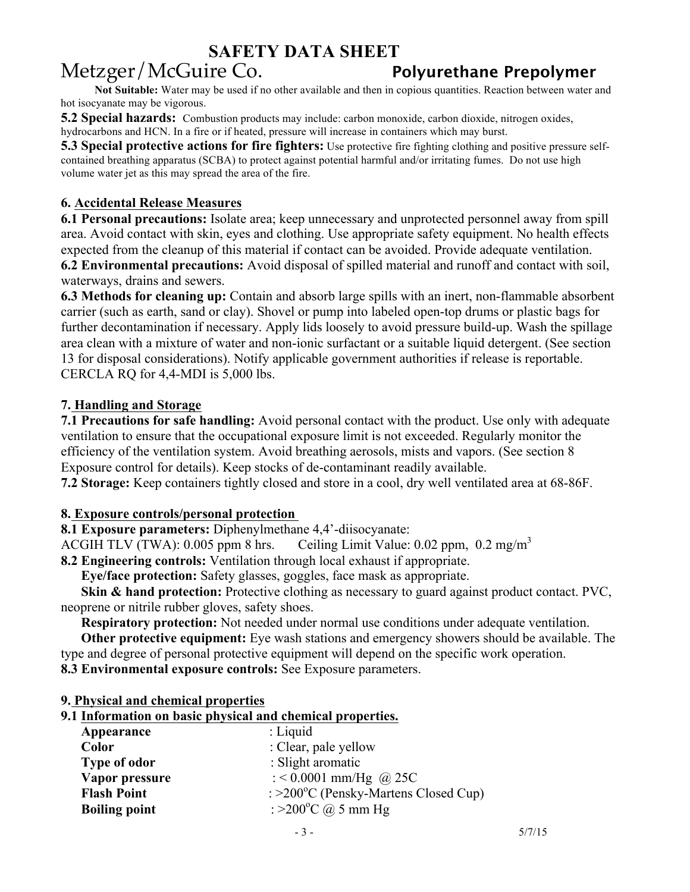**Not Suitable:** Water may be used if no other available and then in copious quantities. Reaction between water and hot isocyanate may be vigorous.

**5.2 Special hazards:** Combustion products may include: carbon monoxide, carbon dioxide, nitrogen oxides, hydrocarbons and HCN. In a fire or if heated, pressure will increase in containers which may burst.

**5.3 Special protective actions for fire fighters:** Use protective fire fighting clothing and positive pressure self-contained breathing apparatus (SCBA) to protect against potential harmful and/or irritating fumes. Do not use high volume water jet as this may spread the area of the fire.

## 6. Accidental Release Measures

**6.1 Personal precautions:** Isolate area; keep unnecessary and unprotected personnel away from spill area. Avoid contact with skin, eyes and clothing. Use appropriate safety equipment. No health effects expected from the cleanup of this material if contact can be avoided. Provide adequate ventilation.

**6.2 Environmental precautions:** Avoid disposal of spilled material and runoff and contact with soil, waterways, drains and sewers.

**6.3 Methods for cleaning up:** Contain and absorb large spills with an inert, non-flammable absorbent carrier (such as earth, sand or clay). Shovel or pump into labeled open-top drums or plastic bags for further decontamination if necessary. Apply lids loosely to avoid pressure build-up. Wash the spillage area clean with a mixture of water and non-ionic surfactant or a suitable liquid detergent. (See section 13 for disposal considerations). Notify applicable government authorities if release is reportable. CERCLA RQ for 4,4-MDI is 5,000 lbs.

## 7. Handling and Storage

**7.1 Precautions for safe handling:** Avoid personal contact with the product. Use only with adequate ventilation to ensure that the occupational exposure limit is not exceeded. Regularly monitor the efficiency of the ventilation system. Avoid breathing aerosols, mists and vapors. (See section 8 Exposure control for details). Keep stocks of de-contaminant readily available.

**7.2 Storage:** Keep containers tightly closed and store in a cool, dry well ventilated area at 68-86F.

## 8. Exposure controls/personal protection

**8.1 Exposure parameters:** Diphenylmethane 4,4'-diisocyanate:
ACGIH TLV (TWA): 0.005 ppm 8 hrs. Ceiling Limit Value: 0.02 ppm, 0.2 $mg/m^3$

**8.2 Engineering controls:** Ventilation through local exhaust if appropriate.

**Eye/face protection:** Safety glasses, goggles, face mask as appropriate.

**Skin & hand protection:** Protective clothing as necessary to guard against product contact. PVC, neoprene or nitrile rubber gloves, safety shoes.

**Respiratory protection:** Not needed under normal use conditions under adequate ventilation.

**Other protective equipment:** Eye wash stations and emergency showers should be available. The type and degree of personal protective equipment will depend on the specific work operation.

**8.3 Environmental exposure controls:** See Exposure parameters.

## 9. Physical and chemical properties

### 9.1 Information on basic physical and chemical properties.

| | |
|---|---|
| **Appearance** | : Liquid |
| **Color** | : Clear, pale yellow |
| **Type of odor** | : Slight aromatic |
| **Vapor pressure** | : < 0.0001 mm/Hg @ 25C |
| **Flash Point** | : >200$^{o}$C (Pensky-Martens Closed Cup) |
| **Boiling point** | : >200$^{o}$C @ 5 mm Hg |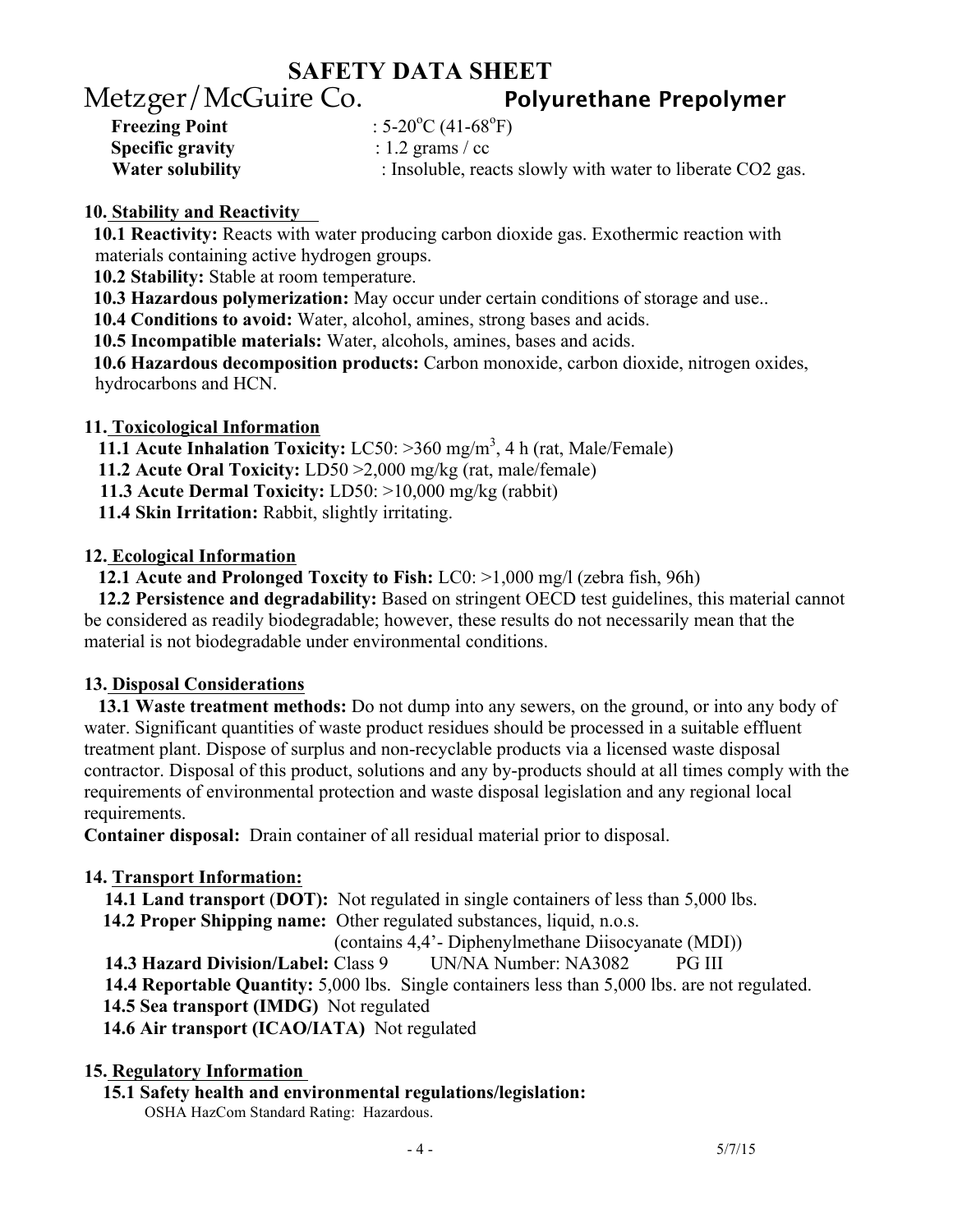**Freezing Point** : 5-20°C (41-68°F)
**Specific gravity** : 1.2 grams / cc
**Water solubility** : Insoluble, reacts slowly with water to liberate $CO_2$ gas.

## 10. Stability and Reactivity

**10.1 Reactivity:** Reacts with water producing carbon dioxide gas. Exothermic reaction with materials containing active hydrogen groups.

**10.2 Stability:** Stable at room temperature.

**10.3 Hazardous polymerization:** May occur under certain conditions of storage and use..

**10.4 Conditions to avoid:** Water, alcohol, amines, strong bases and acids.

**10.5 Incompatible materials:** Water, alcohols, amines, bases and acids.

**10.6 Hazardous decomposition products:** Carbon monoxide, carbon dioxide, nitrogen oxides, hydrocarbons and HCN.

## 11. Toxicological Information

**11.1 Acute Inhalation Toxicity:** LC50: >360 mg/m$^3$, 4 h (rat, Male/Female)

**11.2 Acute Oral Toxicity:** LD50 >2,000 mg/kg (rat, male/female)

**11.3 Acute Dermal Toxicity:** LD50: >10,000 mg/kg (rabbit)

**11.4 Skin Irritation:** Rabbit, slightly irritating.

## 12. Ecological Information

**12.1 Acute and Prolonged Toxcity to Fish:** LC0: >1,000 mg/l (zebra fish, 96h)

**12.2 Persistence and degradability:** Based on stringent OECD test guidelines, this material cannot be considered as readily biodegradable; however, these results do not necessarily mean that the material is not biodegradable under environmental conditions.

## 13. Disposal Considerations

**13.1 Waste treatment methods:** Do not dump into any sewers, on the ground, or into any body of water. Significant quantities of waste product residues should be processed in a suitable effluent treatment plant. Dispose of surplus and non-recyclable products via a licensed waste disposal contractor. Disposal of this product, solutions and any by-products should at all times comply with the requirements of environmental protection and waste disposal legislation and any regional local requirements.

**Container disposal:** Drain container of all residual material prior to disposal.

## 14. Transport Information:

**14.1 Land transport (DOT):** Not regulated in single containers of less than 5,000 lbs.

**14.2 Proper Shipping name:** Other regulated substances, liquid, n.o.s.
(contains 4,4'- Diphenylmethane Diisocyanate (MDI))

**14.3 Hazard Division/Label:** Class 9 UN/NA Number: NA3082 PG III

**14.4 Reportable Quantity:** 5,000 lbs. Single containers less than 5,000 lbs. are not regulated.

**14.5 Sea transport (IMDG)** Not regulated

**14.6 Air transport (ICAO/IATA)** Not regulated

## 15. Regulatory Information

**15.1 Safety health and environmental regulations/legislation:**

OSHA HazCom Standard Rating: Hazardous.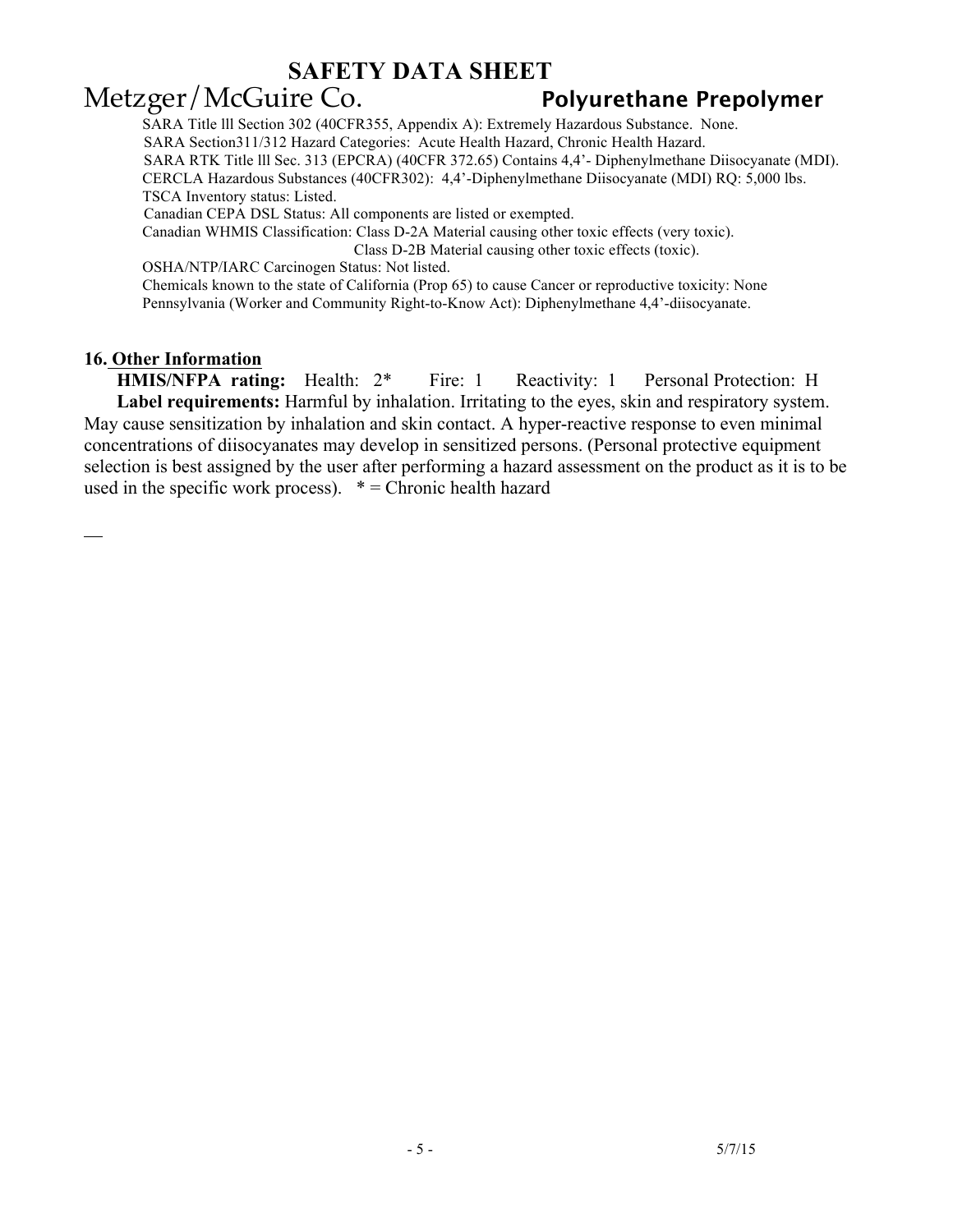SARA Title lll Section 302 (40CFR355, Appendix A): Extremely Hazardous Substance. None.
SARA Section311/312 Hazard Categories: Acute Health Hazard, Chronic Health Hazard.
SARA RTK Title lll Sec. 313 (EPCRA) (40CFR 372.65) Contains 4,4'- Diphenylmethane Diisocyanate (MDI).
CERCLA Hazardous Substances (40CFR302): 4,4'-Diphenylmethane Diisocyanate (MDI) RQ: 5,000 lbs.
TSCA Inventory status: Listed.
Canadian CEPA DSL Status: All components are listed or exempted.
Canadian WHMIS Classification: Class D-2A Material causing other toxic effects (very toxic).
Class D-2B Material causing other toxic effects (toxic).
OSHA/NTP/IARC Carcinogen Status: Not listed.
Chemicals known to the state of California (Prop 65) to cause Cancer or reproductive toxicity: None
Pennsylvania (Worker and Community Right-to-Know Act): Diphenylmethane 4,4'-diisocyanate.

## 16. Other Information

**HMIS/NFPA rating:** Health: 2* Fire: 1 Reactivity: 1 Personal Protection: H

**Label requirements:** Harmful by inhalation. Irritating to the eyes, skin and respiratory system. May cause sensitization by inhalation and skin contact. A hyper-reactive response to even minimal concentrations of diisocyanates may develop in sensitized persons. (Personal protective equipment selection is best assigned by the user after performing a hazard assessment on the product as it is to be used in the specific work process). * = Chronic health hazard